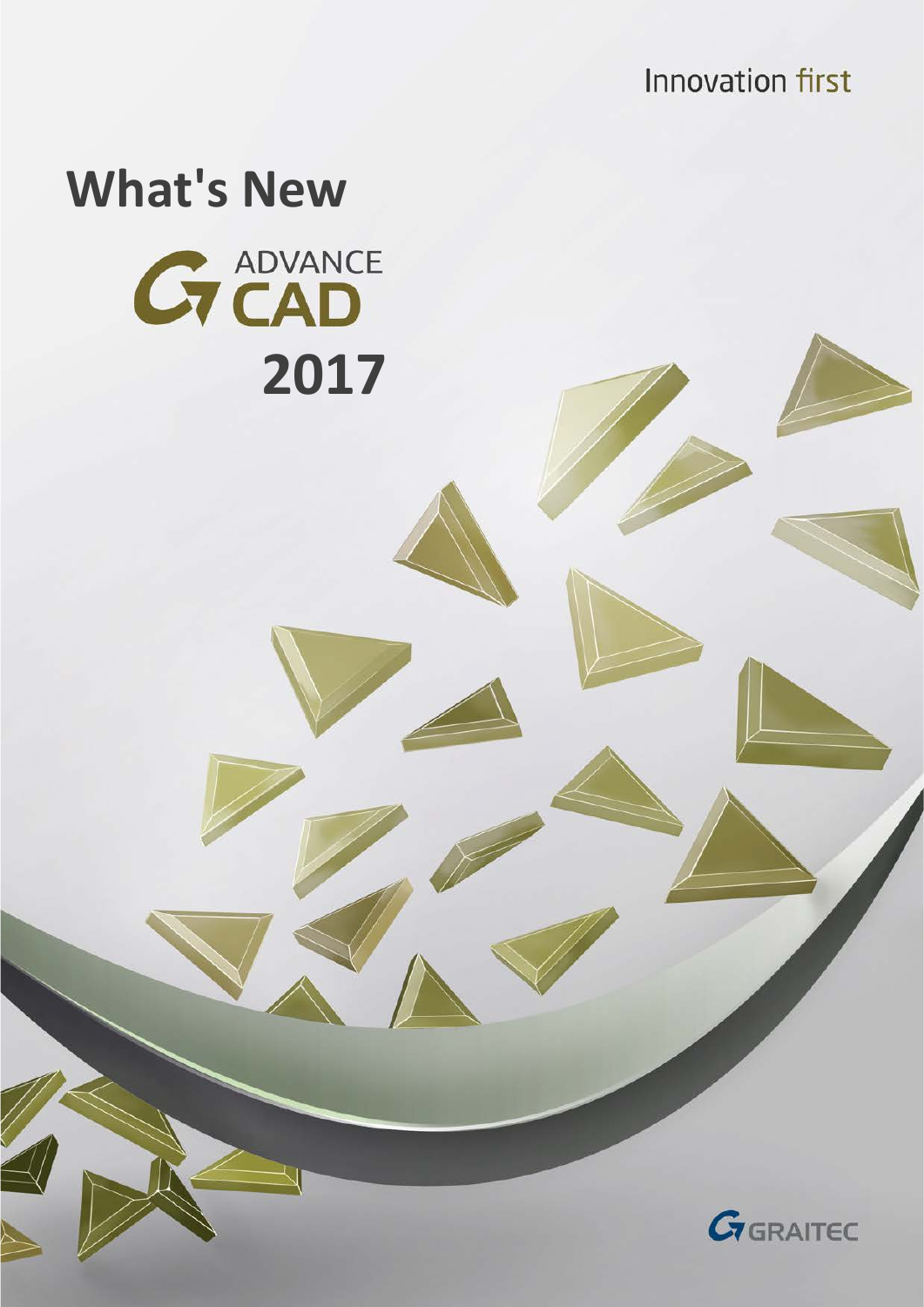Innovation first

# What's New

ADVANCE CAD

**2017**

GRAITEC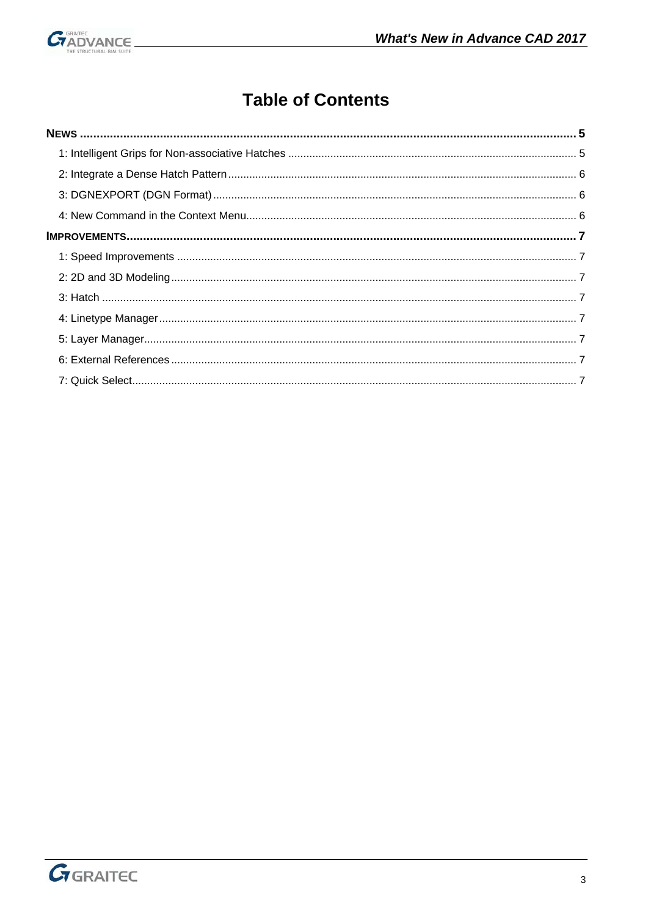# Table of Contents

**NEWS** ........................................................................................................ **5**

- 1: Intelligent Grips for Non-associative Hatches ........................................ 5
- 2: Integrate a Dense Hatch Pattern ........................................................... 6
- 3: DGNEXPORT (DGN Format) ................................................................... 6
- 4: New Command in the Context Menu ....................................................... 6

**IMPROVEMENTS** ........................................................................................ **7**

- 1: Speed Improvements ............................................................................ 7
- 2: 2D and 3D Modeling ............................................................................. 7
- 3: Hatch ................................................................................................... 7
- 4: Linetype Manager ................................................................................ 7
- 5: Layer Manager ..................................................................................... 7
- 6: External References ............................................................................ 7
- 7: Quick Select ......................................................................................... 7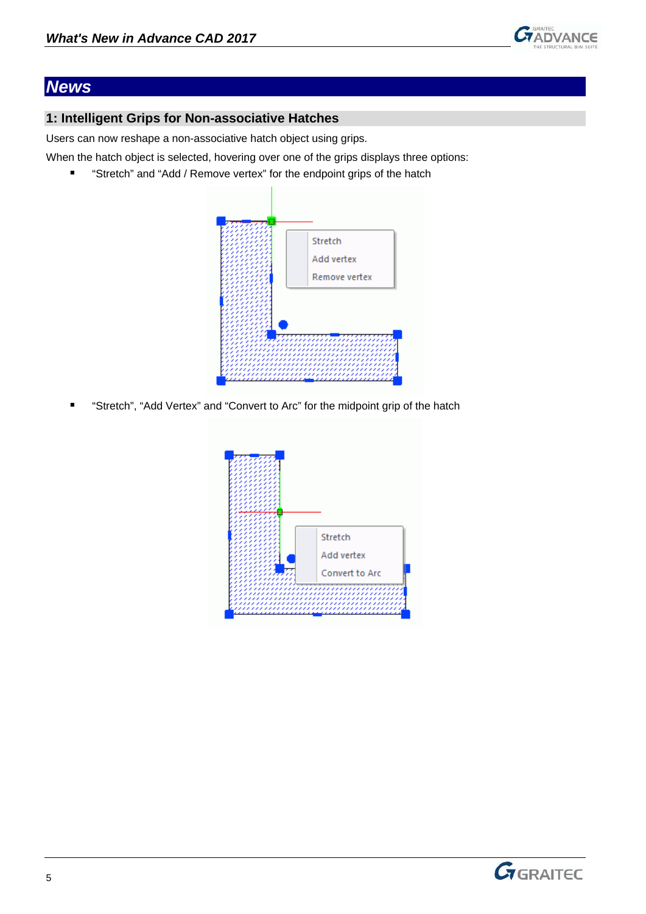# News

## 1: Intelligent Grips for Non-associative Hatches

Users can now reshape a non-associative hatch object using grips.

When the hatch object is selected, hovering over one of the grips displays three options:

- "Stretch" and "Add / Remove vertex" for the endpoint grips of the hatch
- "Stretch", "Add Vertex" and "Convert to Arc" for the midpoint grip of the hatch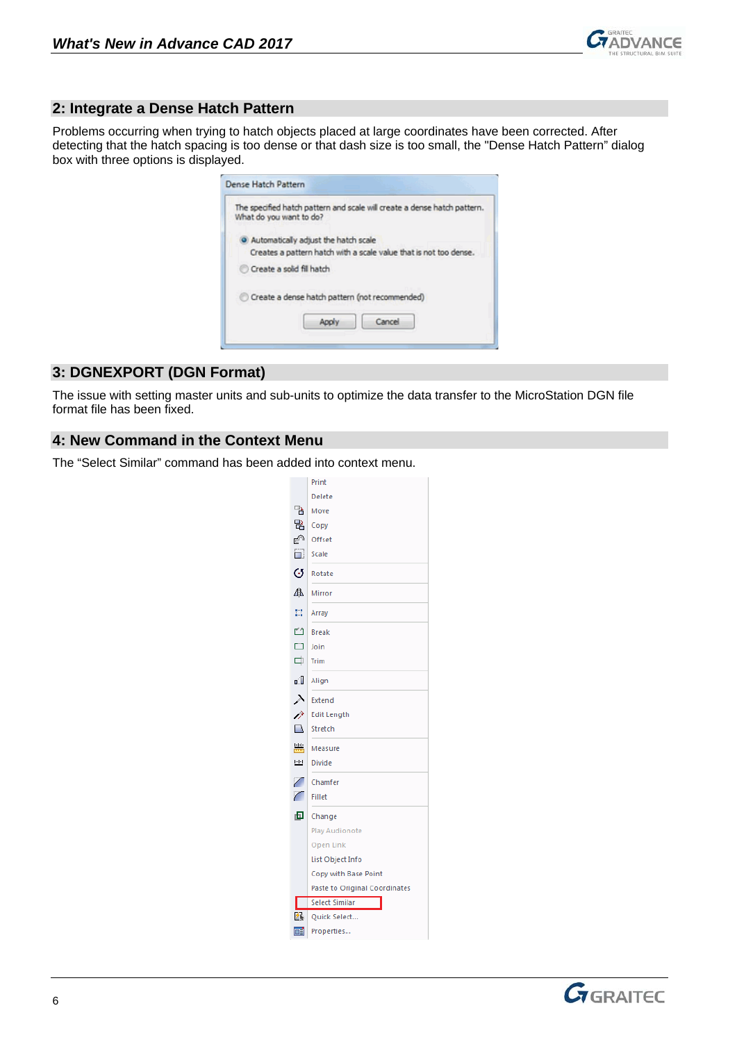## 2: Integrate a Dense Hatch Pattern

Problems occurring when trying to hatch objects placed at large coordinates have been corrected. After detecting that the hatch spacing is too dense or that dash size is too small, the "Dense Hatch Pattern" dialog box with three options is displayed.

## 3: DGNEXPORT (DGN Format)

The issue with setting master units and sub-units to optimize the data transfer to the MicroStation DGN file format file has been fixed.

## 4: New Command in the Context Menu

The “Select Similar” command has been added into context menu.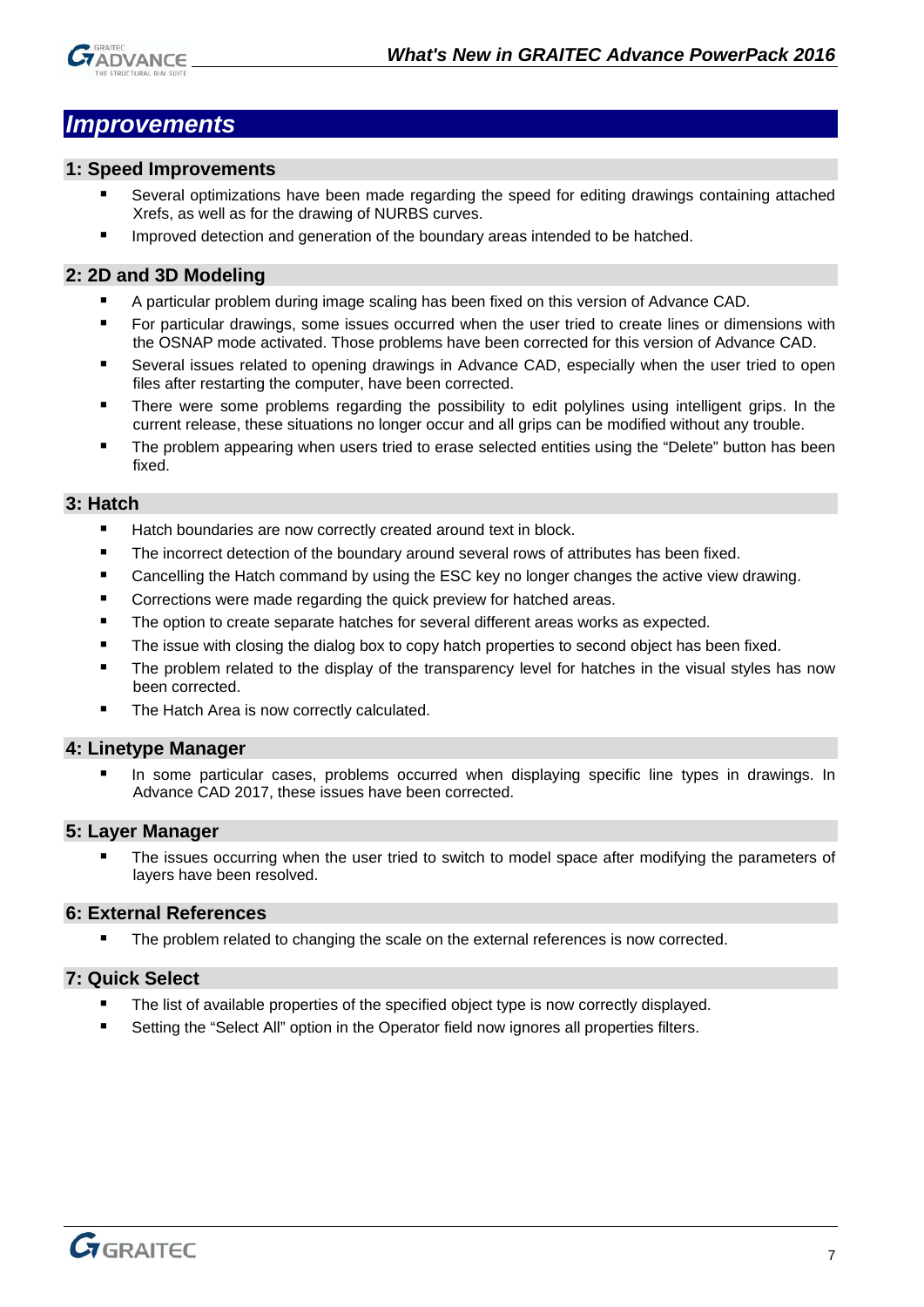# Improvements

## 1: Speed Improvements

- Several optimizations have been made regarding the speed for editing drawings containing attached Xrefs, as well as for the drawing of NURBS curves.
- Improved detection and generation of the boundary areas intended to be hatched.

## 2: 2D and 3D Modeling

- A particular problem during image scaling has been fixed on this version of Advance CAD.
- For particular drawings, some issues occurred when the user tried to create lines or dimensions with the OSNAP mode activated. Those problems have been corrected for this version of Advance CAD.
- Several issues related to opening drawings in Advance CAD, especially when the user tried to open files after restarting the computer, have been corrected.
- There were some problems regarding the possibility to edit polylines using intelligent grips. In the current release, these situations no longer occur and all grips can be modified without any trouble.
- The problem appearing when users tried to erase selected entities using the “Delete” button has been fixed.

## 3: Hatch

- Hatch boundaries are now correctly created around text in block.
- The incorrect detection of the boundary around several rows of attributes has been fixed.
- Cancelling the Hatch command by using the ESC key no longer changes the active view drawing.
- Corrections were made regarding the quick preview for hatched areas.
- The option to create separate hatches for several different areas works as expected.
- The issue with closing the dialog box to copy hatch properties to second object has been fixed.
- The problem related to the display of the transparency level for hatches in the visual styles has now been corrected.
- The Hatch Area is now correctly calculated.

## 4: Linetype Manager

- In some particular cases, problems occurred when displaying specific line types in drawings. In Advance CAD 2017, these issues have been corrected.

## 5: Layer Manager

- The issues occurring when the user tried to switch to model space after modifying the parameters of layers have been resolved.

## 6: External References

- The problem related to changing the scale on the external references is now corrected.

## 7: Quick Select

- The list of available properties of the specified object type is now correctly displayed.
- Setting the “Select All” option in the Operator field now ignores all properties filters.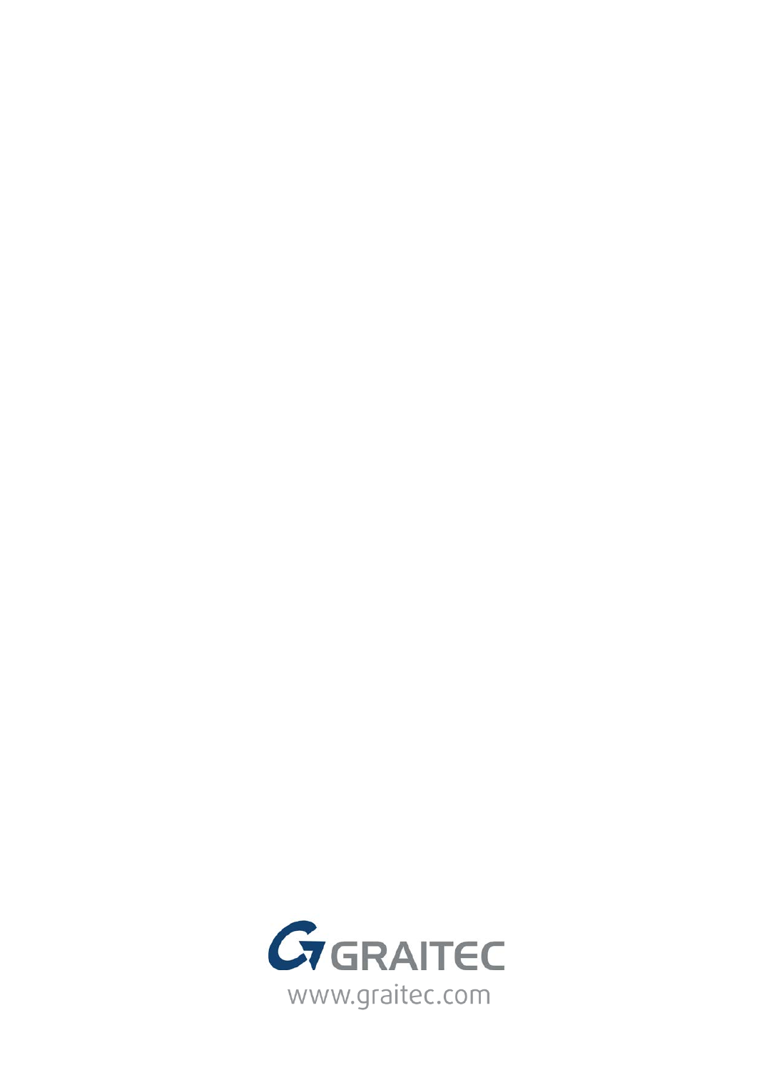GRAITEC

www.graitec.com